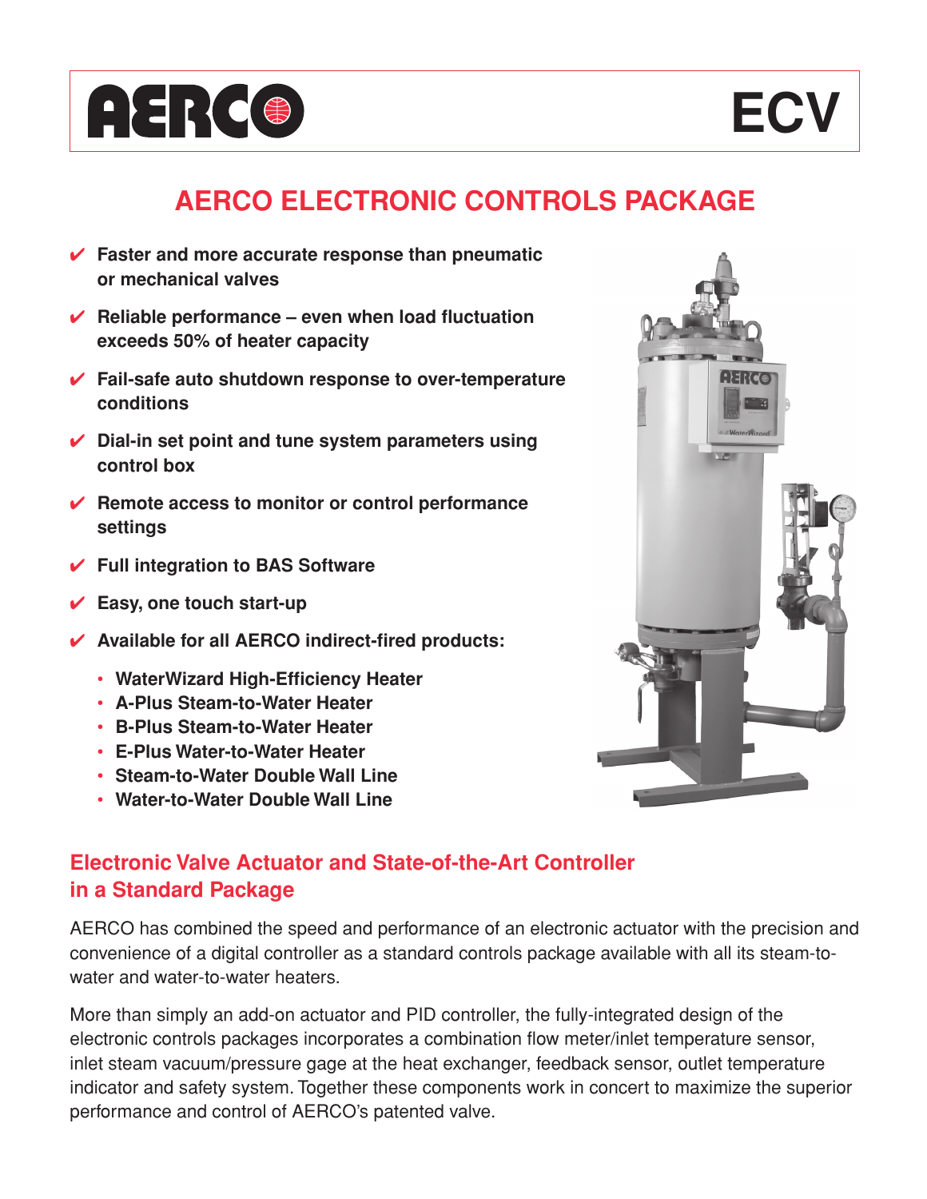AERCO

# ECV

## AERCO ELECTRONIC CONTROLS PACKAGE

- ✔ **Faster and more accurate response than pneumatic or mechanical valves**
- ✔ **Reliable performance – even when load fluctuation exceeds 50% of heater capacity**
- ✔ **Fail-safe auto shutdown response to over-temperature conditions**
- ✔ **Dial-in set point and tune system parameters using control box**
- ✔ **Remote access to monitor or control performance settings**
- ✔ **Full integration to BAS Software**
- ✔ **Easy, one touch start-up**
- ✔ **Available for all AERCO indirect-fired products:**
  - **WaterWizard High-Efficiency Heater**
  - **A-Plus Steam-to-Water Heater**
  - **B-Plus Steam-to-Water Heater**
  - **E-Plus Water-to-Water Heater**
  - **Steam-to-Water Double Wall Line**
  - **Water-to-Water Double Wall Line**

### Electronic Valve Actuator and State-of-the-Art Controller in a Standard Package

AERCO has combined the speed and performance of an electronic actuator with the precision and convenience of a digital controller as a standard controls package available with all its steam-to-water and water-to-water heaters.

More than simply an add-on actuator and PID controller, the fully-integrated design of the electronic controls packages incorporates a combination flow meter/inlet temperature sensor, inlet steam vacuum/pressure gage at the heat exchanger, feedback sensor, outlet temperature indicator and safety system. Together these components work in concert to maximize the superior performance and control of AERCO's patented valve.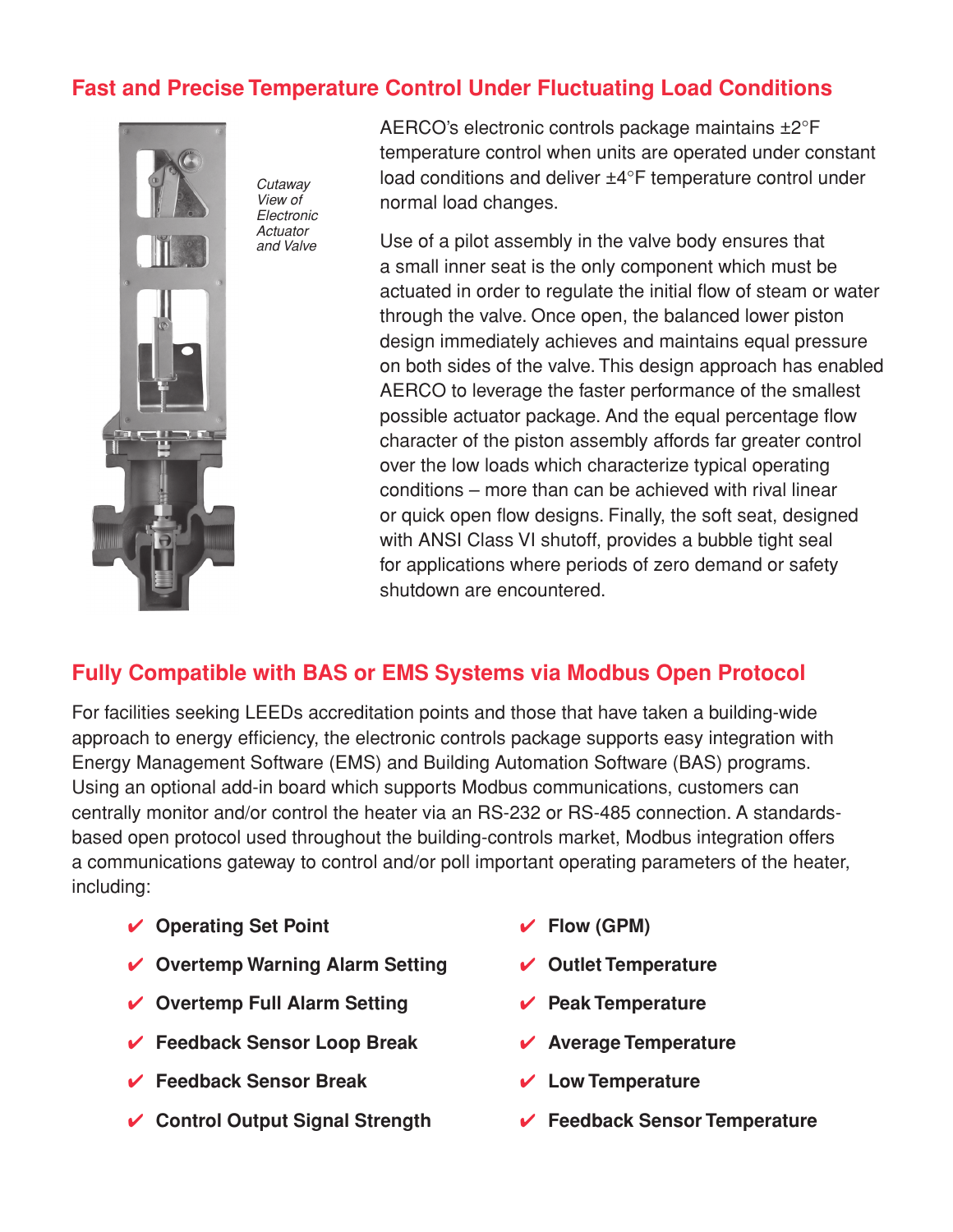## Fast and Precise Temperature Control Under Fluctuating Load Conditions

*Cutaway View of Electronic Actuator and Valve*

AERCO's electronic controls package maintains ±2°F temperature control when units are operated under constant load conditions and deliver ±4°F temperature control under normal load changes.

Use of a pilot assembly in the valve body ensures that a small inner seat is the only component which must be actuated in order to regulate the initial flow of steam or water through the valve. Once open, the balanced lower piston design immediately achieves and maintains equal pressure on both sides of the valve. This design approach has enabled AERCO to leverage the faster performance of the smallest possible actuator package. And the equal percentage flow character of the piston assembly affords far greater control over the low loads which characterize typical operating conditions – more than can be achieved with rival linear or quick open flow designs. Finally, the soft seat, designed with ANSI Class VI shutoff, provides a bubble tight seal for applications where periods of zero demand or safety shutdown are encountered.

## Fully Compatible with BAS or EMS Systems via Modbus Open Protocol

For facilities seeking LEEDs accreditation points and those that have taken a building-wide approach to energy efficiency, the electronic controls package supports easy integration with Energy Management Software (EMS) and Building Automation Software (BAS) programs. Using an optional add-in board which supports Modbus communications, customers can centrally monitor and/or control the heater via an RS-232 or RS-485 connection. A standards-based open protocol used throughout the building-controls market, Modbus integration offers a communications gateway to control and/or poll important operating parameters of the heater, including:

- ✔ **Operating Set Point**
- ✔ **Overtemp Warning Alarm Setting**
- ✔ **Overtemp Full Alarm Setting**
- ✔ **Feedback Sensor Loop Break**
- ✔ **Feedback Sensor Break**
- ✔ **Control Output Signal Strength**
- ✔ **Flow (GPM)**
- ✔ **Outlet Temperature**
- ✔ **Peak Temperature**
- ✔ **Average Temperature**
- ✔ **Low Temperature**
- ✔ **Feedback Sensor Temperature**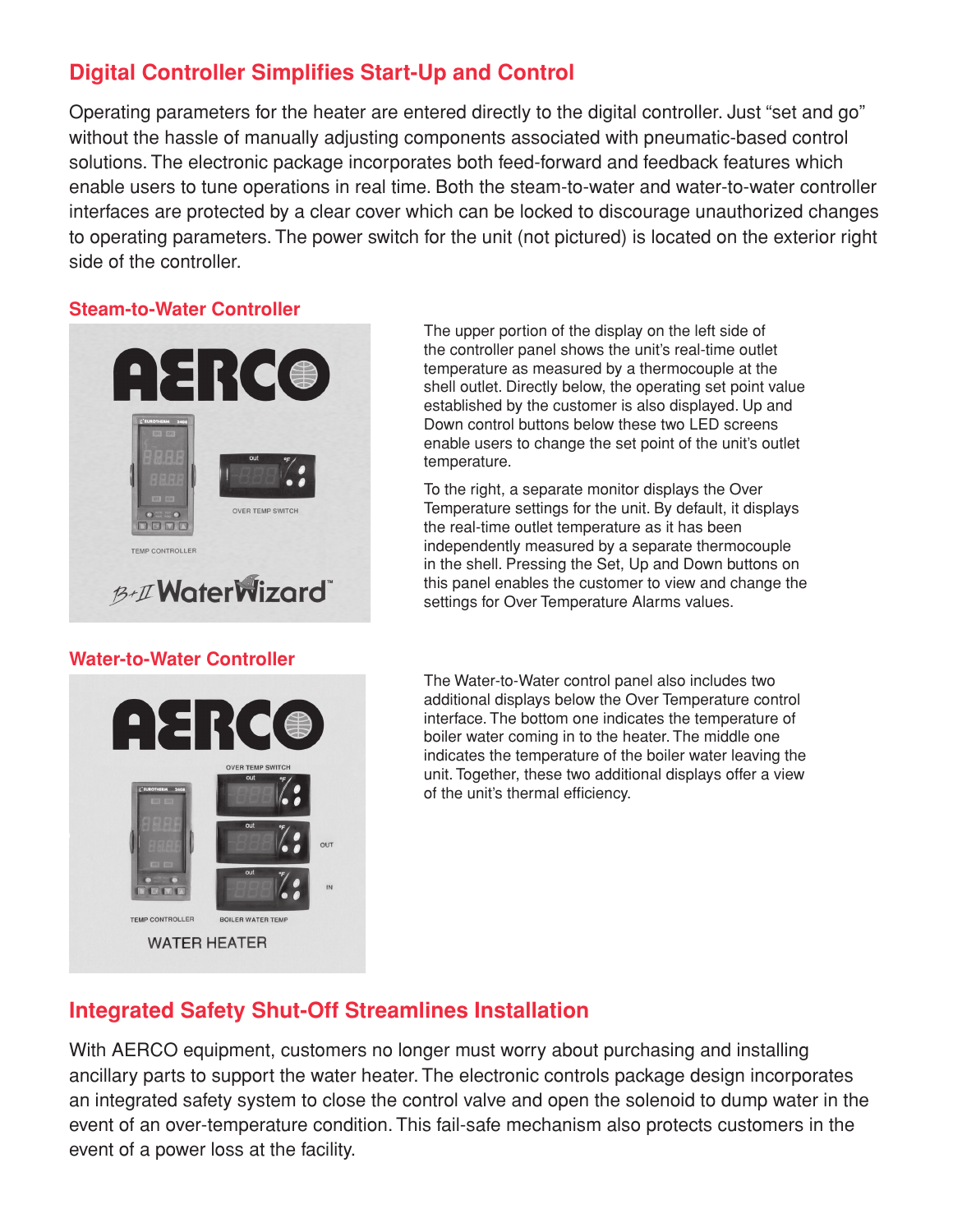## Digital Controller Simplifies Start-Up and Control

Operating parameters for the heater are entered directly to the digital controller. Just "set and go" without the hassle of manually adjusting components associated with pneumatic-based control solutions. The electronic package incorporates both feed-forward and feedback features which enable users to tune operations in real time. Both the steam-to-water and water-to-water controller interfaces are protected by a clear cover which can be locked to discourage unauthorized changes to operating parameters. The power switch for the unit (not pictured) is located on the exterior right side of the controller.

### Steam-to-Water Controller

The upper portion of the display on the left side of the controller panel shows the unit's real-time outlet temperature as measured by a thermocouple at the shell outlet. Directly below, the operating set point value established by the customer is also displayed. Up and Down control buttons below these two LED screens enable users to change the set point of the unit's outlet temperature.

To the right, a separate monitor displays the Over Temperature settings for the unit. By default, it displays the real-time outlet temperature as it has been independently measured by a separate thermocouple in the shell. Pressing the Set, Up and Down buttons on this panel enables the customer to view and change the settings for Over Temperature Alarms values.

### Water-to-Water Controller

The Water-to-Water control panel also includes two additional displays below the Over Temperature control interface. The bottom one indicates the temperature of boiler water coming in to the heater. The middle one indicates the temperature of the boiler water leaving the unit. Together, these two additional displays offer a view of the unit's thermal efficiency.

## Integrated Safety Shut-Off Streamlines Installation

With AERCO equipment, customers no longer must worry about purchasing and installing ancillary parts to support the water heater. The electronic controls package design incorporates an integrated safety system to close the control valve and open the solenoid to dump water in the event of an over-temperature condition. This fail-safe mechanism also protects customers in the event of a power loss at the facility.